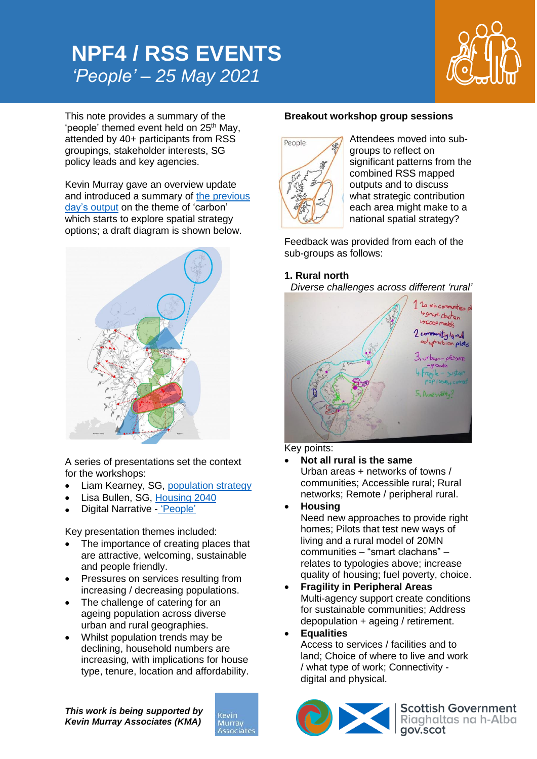# NPF4 / RSS EVENTS

## *'People' – 25 May 2021*

This note provides a summary of the 'people' themed event held on 25th May, attended by 40+ participants from RSS groupings, stakeholder interests, SG policy leads and key agencies.

Kevin Murray gave an overview update and introduced a summary of the previous day's output on the theme of 'carbon' which starts to explore spatial strategy options; a draft diagram is shown below.

A series of presentations set the context for the workshops:

- Liam Kearney, SG, population strategy
- Lisa Bullen, SG, Housing 2040
- Digital Narrative - 'People'

Key presentation themes included:

- The importance of creating places that are attractive, welcoming, sustainable and people friendly.
- Pressures on services resulting from increasing / decreasing populations.
- The challenge of catering for an ageing population across diverse urban and rural geographies.
- Whilst population trends may be declining, household numbers are increasing, with implications for house type, tenure, location and affordability.

### Breakout workshop group sessions

Attendees moved into sub-groups to reflect on significant patterns from the combined RSS mapped outputs and to discuss what strategic contribution each area might make to a national spatial strategy?

Feedback was provided from each of the sub-groups as follows:

#### 1. Rural north

*Diverse challenges across different 'rural'*

Key points:

- **Not all rural is the same**
  Urban areas + networks of towns / communities; Accessible rural; Rural networks; Remote / peripheral rural.
- **Housing**
  Need new approaches to provide right homes; Pilots that test new ways of living and a rural model of 20MN communities – "smart clachans" – relates to typologies above; increase quality of housing; fuel poverty, choice.
- **Fragility in Peripheral Areas**
  Multi-agency support create conditions for sustainable communities; Address depopulation + ageing / retirement.
- **Equalities**
  Access to services / facilities and to land; Choice of where to live and work / what type of work; Connectivity - digital and physical.

***This work is being supported by Kevin Murray Associates (KMA)***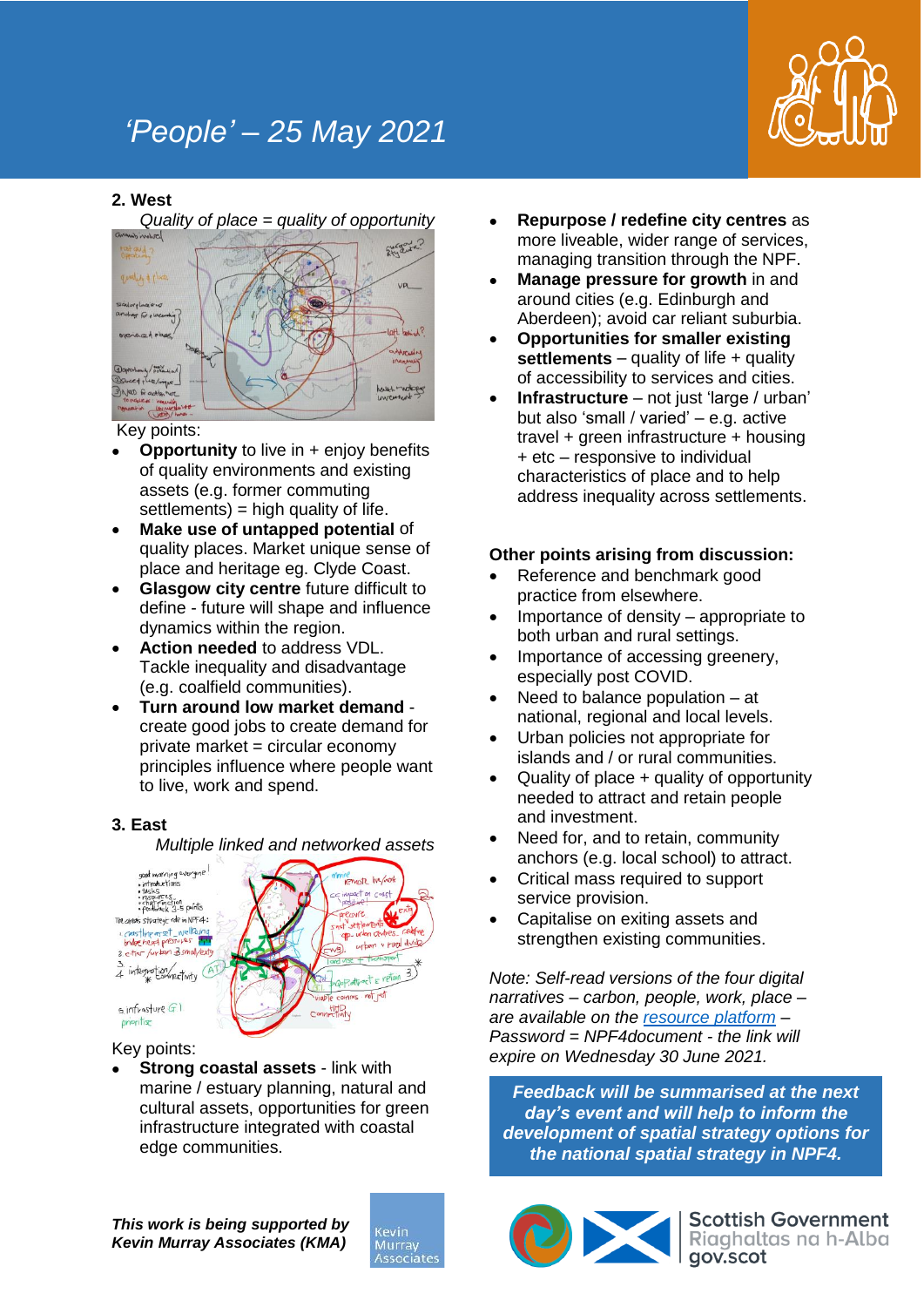# *'People' – 25 May 2021*

**2. West**

*Quality of place = quality of opportunity*

Key points:

- **Opportunity** to live in + enjoy benefits of quality environments and existing assets (e.g. former commuting settlements) = high quality of life.
- **Make use of untapped potential** of quality places. Market unique sense of place and heritage eg. Clyde Coast.
- **Glasgow city centre** future difficult to define - future will shape and influence dynamics within the region.
- **Action needed** to address VDL. Tackle inequality and disadvantage (e.g. coalfield communities).
- **Turn around low market demand** - create good jobs to create demand for private market = circular economy principles influence where people want to live, work and spend.

**3. East**

*Multiple linked and networked assets*

Key points:

- **Strong coastal assets** - link with marine / estuary planning, natural and cultural assets, opportunities for green infrastructure integrated with coastal edge communities.
- **Repurpose / redefine city centres** as more liveable, wider range of services, managing transition through the NPF.
- **Manage pressure for growth** in and around cities (e.g. Edinburgh and Aberdeen); avoid car reliant suburbia.
- **Opportunities for smaller existing settlements** – quality of life + quality of accessibility to services and cities.
- **Infrastructure** – not just 'large / urban' but also 'small / varied' – e.g. active travel + green infrastructure + housing + etc – responsive to individual characteristics of place and to help address inequality across settlements.

**Other points arising from discussion:**

- Reference and benchmark good practice from elsewhere.
- Importance of density – appropriate to both urban and rural settings.
- Importance of accessing greenery, especially post COVID.
- Need to balance population – at national, regional and local levels.
- Urban policies not appropriate for islands and / or rural communities.
- Quality of place + quality of opportunity needed to attract and retain people and investment.
- Need for, and to retain, community anchors (e.g. local school) to attract.
- Critical mass required to support service provision.
- Capitalise on exiting assets and strengthen existing communities.

*Note: Self-read versions of the four digital narratives – carbon, people, work, place – are available on the resource platform – Password = NPF4document - the link will expire on Wednesday 30 June 2021.*

***Feedback will be summarised at the next day's event and will help to inform the development of spatial strategy options for the national spatial strategy in NPF4.***

***This work is being supported by Kevin Murray Associates (KMA)***

Kevin Murray Associates

Scottish Government
Riaghaltas na h-Alba
gov.scot